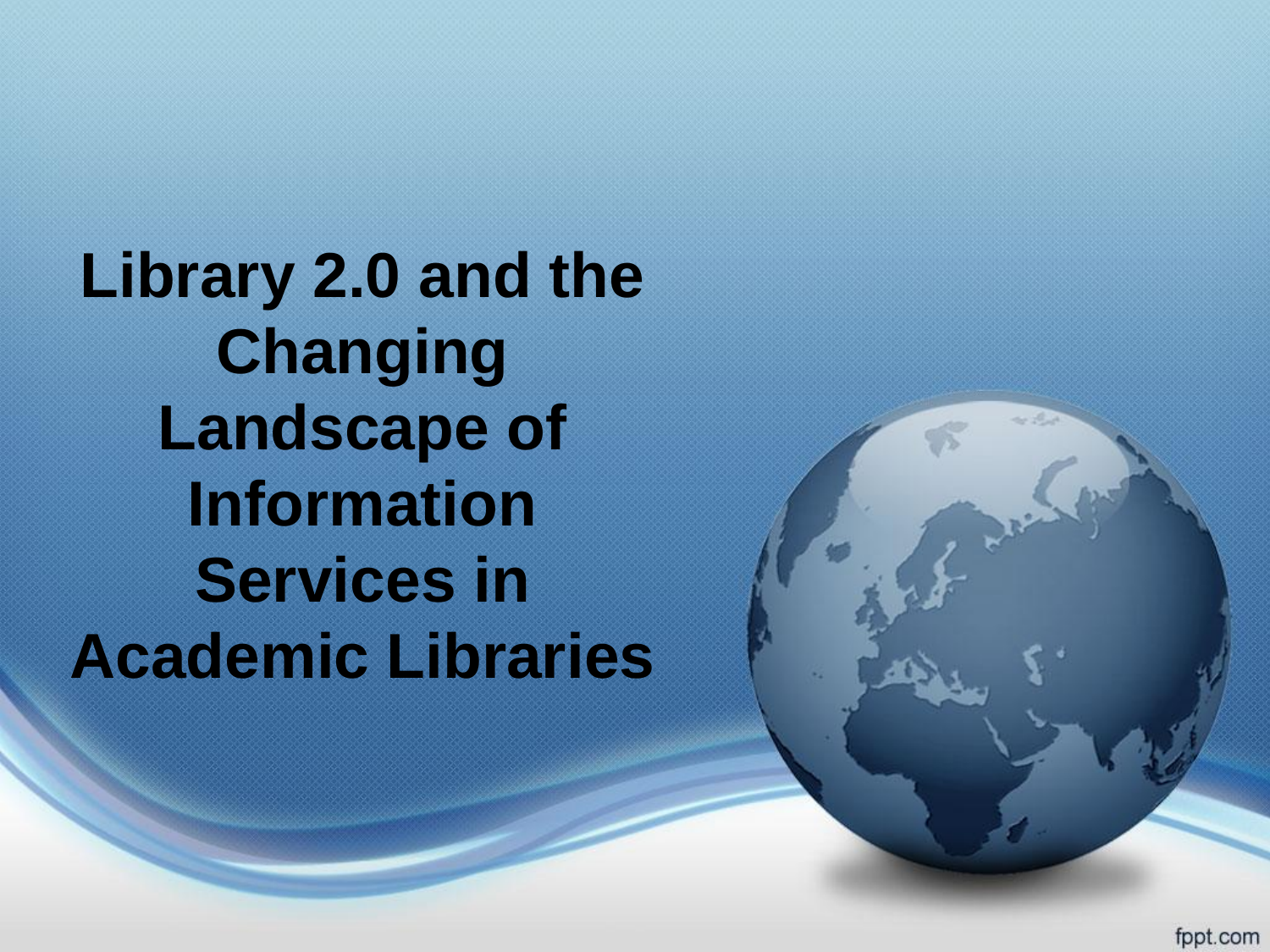# Library 2.0 and the Changing Landscape of Information Services in Academic Libraries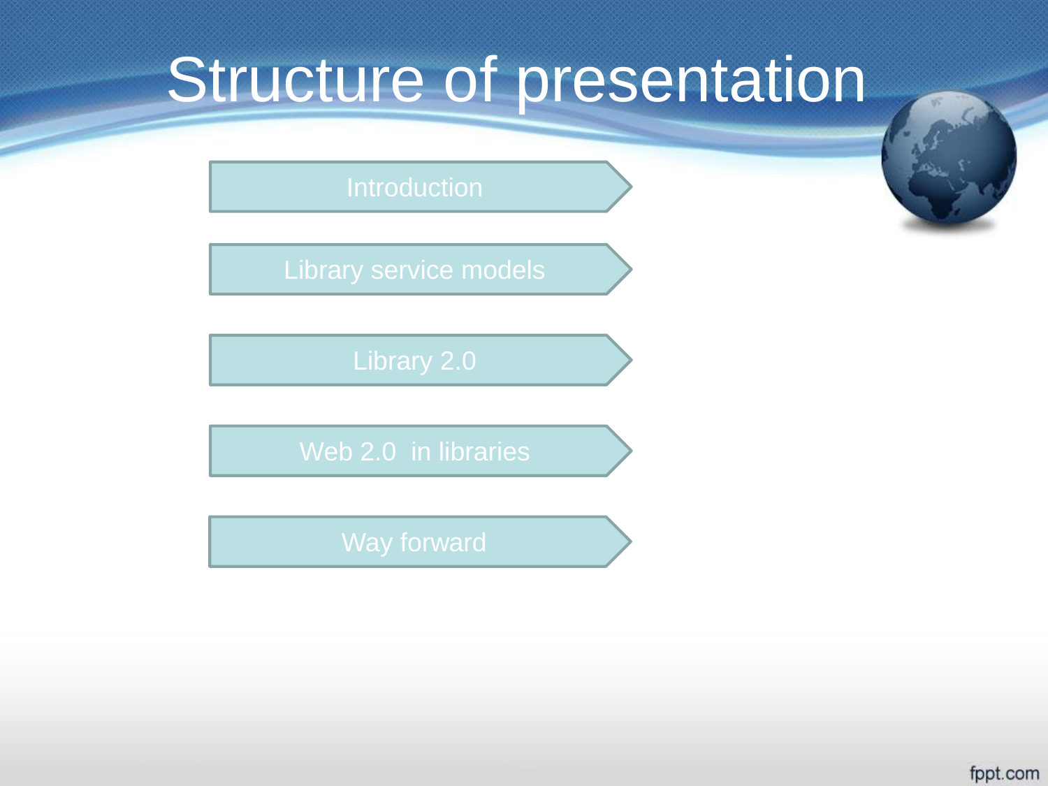# Structure of presentation

- Introduction
- Library service models
- Library 2.0
- Web 2.0  in libraries
- Way forward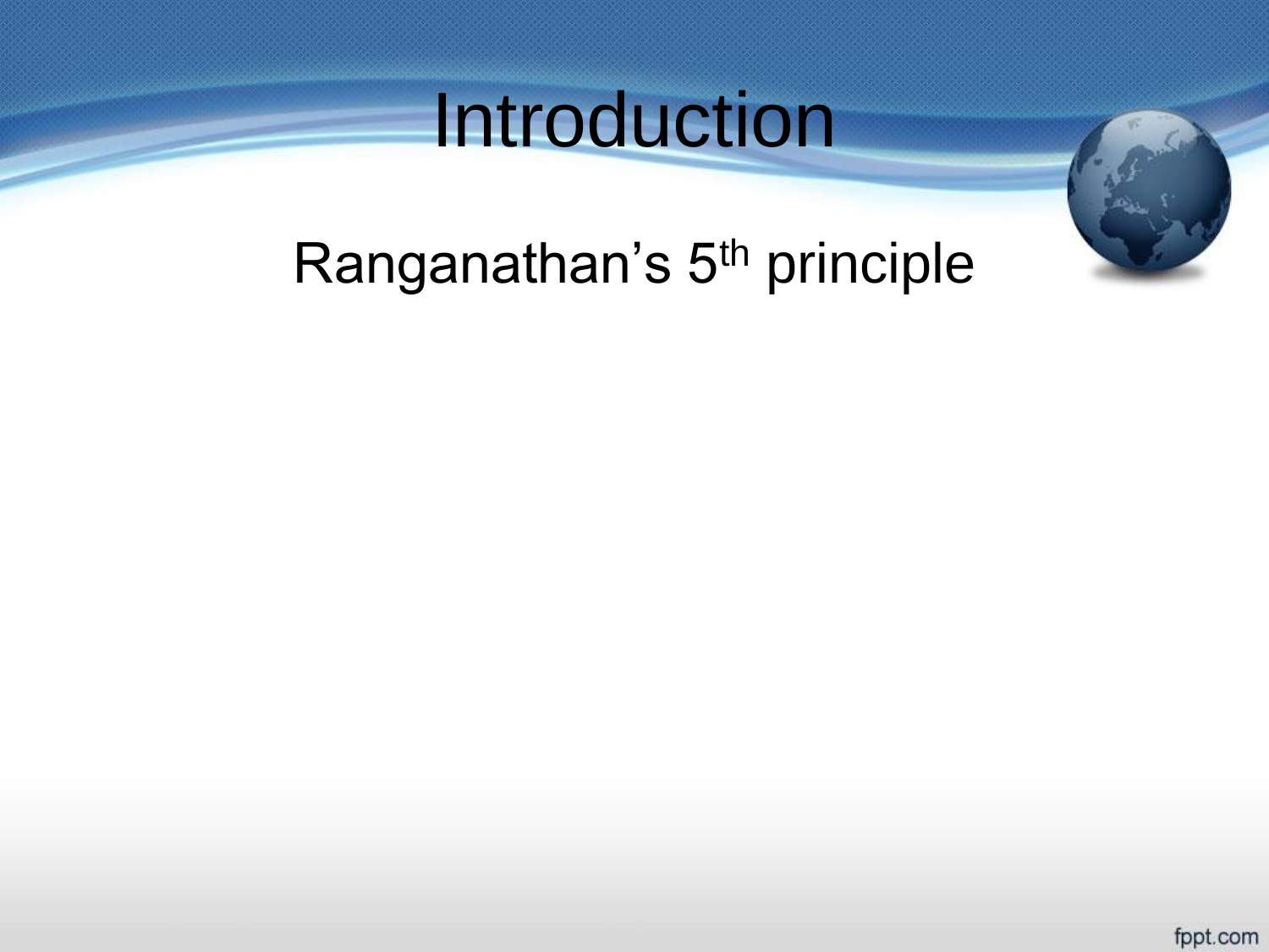# Introduction

Ranganathan's 5th principle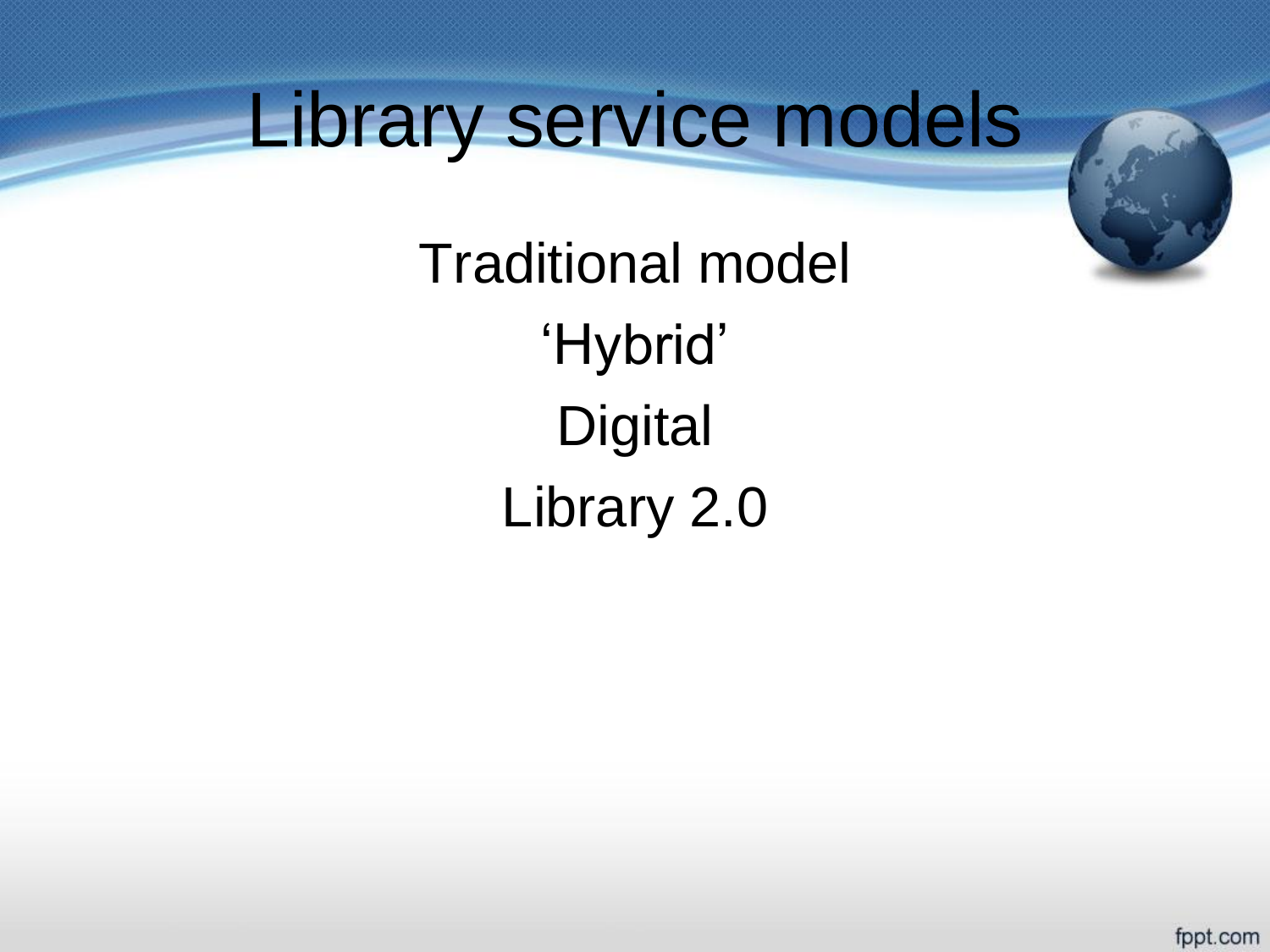# Library service models

Traditional model

'Hybrid'

Digital

Library 2.0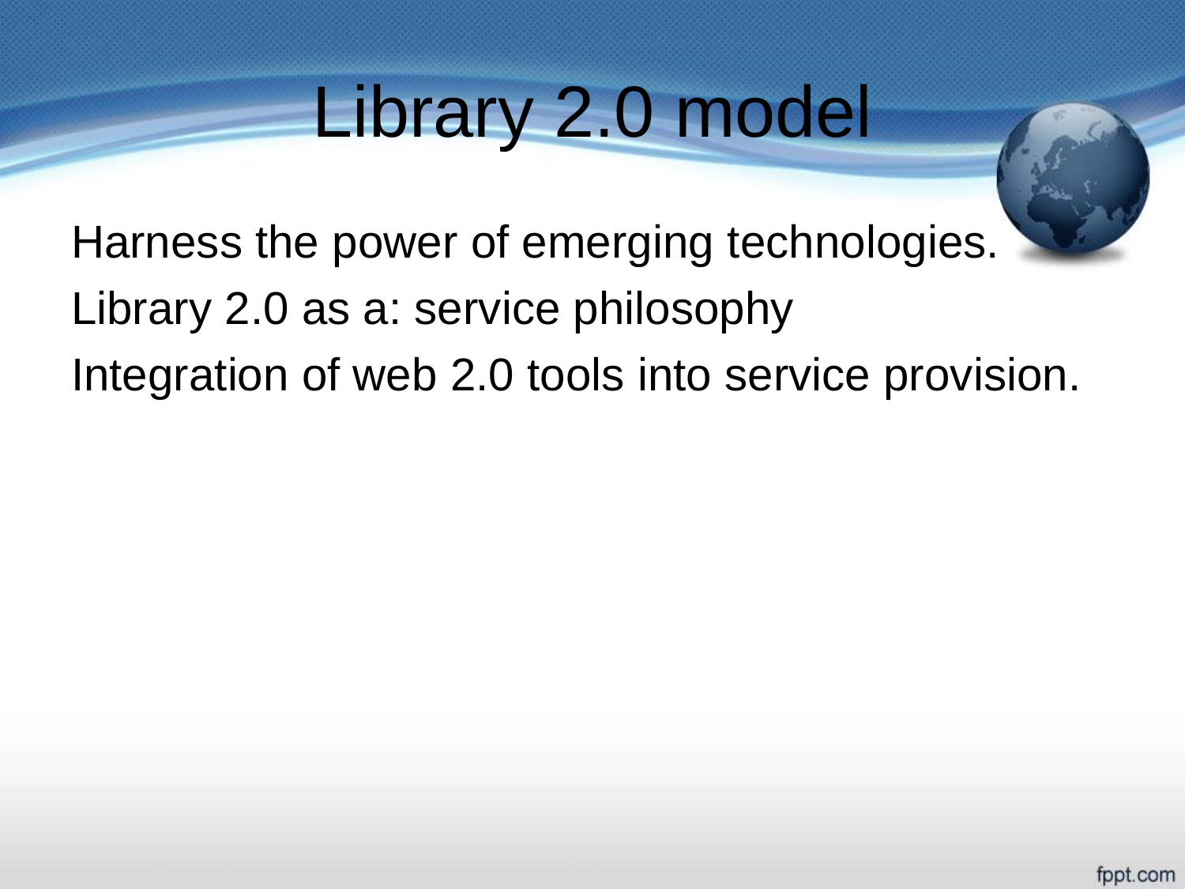# Library 2.0 model

Harness the power of emerging technologies.

Library 2.0 as a: service philosophy

Integration of web 2.0 tools into service provision.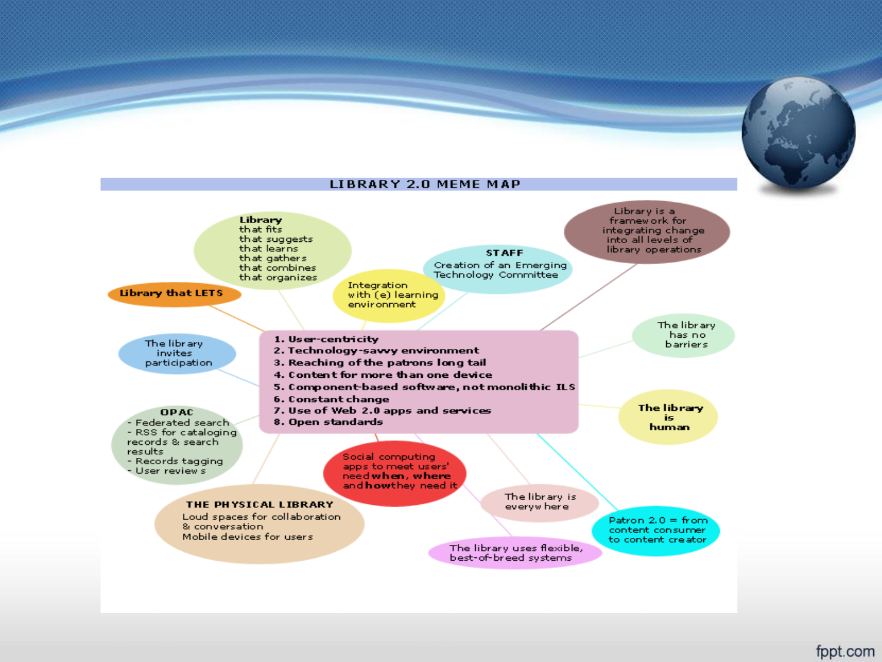# LIBRARY 2.0 MEME MAP

1. User-centricity
2. Technology-savvy environment
3. Reaching of the patrons long tail
4. Content for more than one device
5. Component-based software, not monolithic ILS
6. Constant change
7. Use of Web 2.0 apps and services
8. Open standards

**Library** that fits that suggests that learns that gathers that combines that organizes

**Library that LETS**

Integration with (e) learning environment

**STAFF** Creation of an Emerging Technology Committee

Library is a framework for integrating change into all levels of library operations

The library invites participation

The library has no barriers

**OPAC**
- Federated search
- RSS for cataloging records & search results
- Records tagging
- User reviews

**The library is human**

Social computing apps to meet users' need **when**, **where** and **how** they need it

**THE PHYSICAL LIBRARY**
Loud spaces for collaboration & conversation
Mobile devices for users

The library is everywhere

Patron 2.0 = from content consumer to content creator

The library uses flexible, best-of-breed systems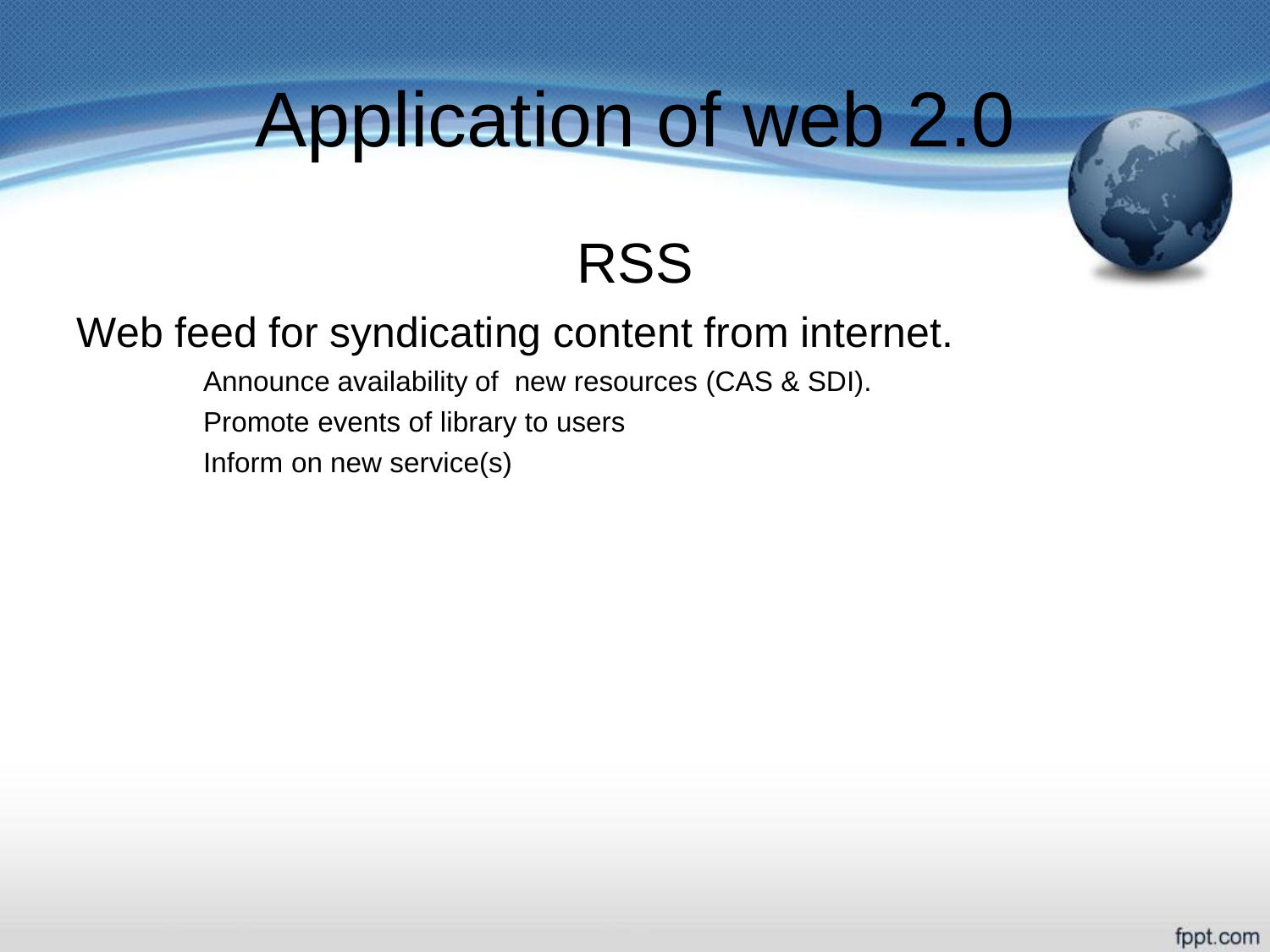# Application of web 2.0

## RSS

Web feed for syndicating content from internet.

- Announce availability of new resources (CAS & SDI).
- Promote events of library to users
- Inform on new service(s)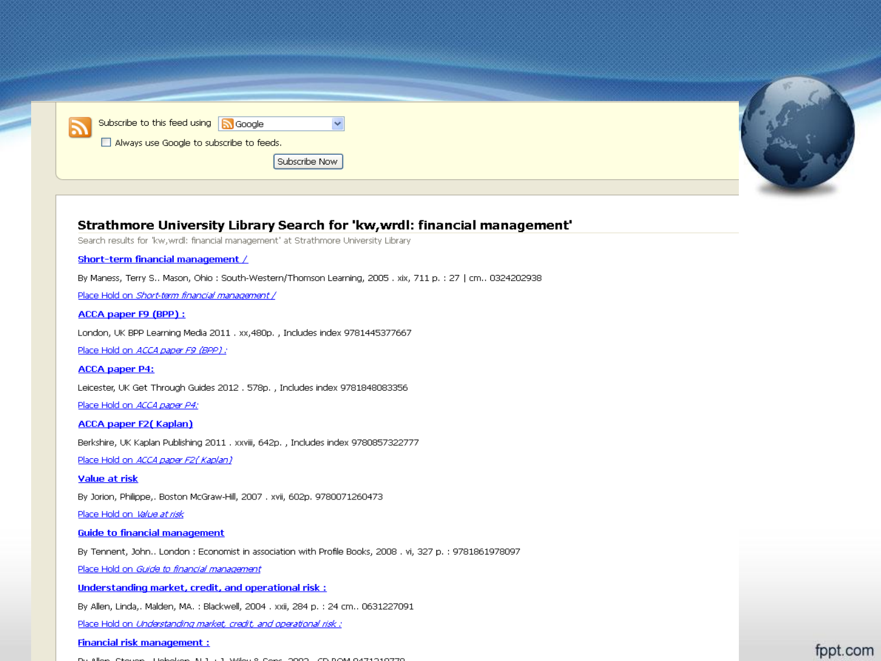Subscribe to this feed using Google

Always use Google to subscribe to feeds.

Subscribe Now

## Strathmore University Library Search for 'kw,wrdl: financial management'

Search results for 'kw,wrdl: financial management' at Strathmore University Library

**Short-term financial management /**

By Maness, Terry S.. Mason, Ohio : South-Western/Thomson Learning, 2005 . xix, 711 p. : 27 | cm.. 0324202938

Place Hold on *Short-term financial management /*

**ACCA paper F9 (BPP) :**

London, UK BPP Learning Media 2011 . xx,480p. , Includes index 9781445377667

Place Hold on *ACCA paper F9 (BPP) :*

**ACCA paper P4:**

Leicester, UK Get Through Guides 2012 . 578p. , Includes index 9781848083356

Place Hold on *ACCA paper P4:*

**ACCA paper F2( Kaplan)**

Berkshire, UK Kaplan Publishing 2011 . xxviii, 642p. , Includes index 9780857322777

Place Hold on *ACCA paper F2( Kaplan)*

**Value at risk**

By Jorion, Philippe,. Boston McGraw-Hill, 2007 . xvii, 602p. 9780071260473

Place Hold on *Value at risk*

**Guide to financial management**

By Tennent, John.. London : Economist in association with Profile Books, 2008 . vi, 327 p. : 9781861978097

Place Hold on *Guide to financial management*

**Understanding market, credit, and operational risk :**

By Allen, Linda,. Malden, MA. : Blackwell, 2004 . xxii, 284 p. : 24 cm.. 0631227091

Place Hold on *Understanding market, credit, and operational risk :*

**Financial risk management :**

By Allen, Steven.. Hoboken, N.J. : J. Wiley & Sons, 2003 . CD ROM 0471219770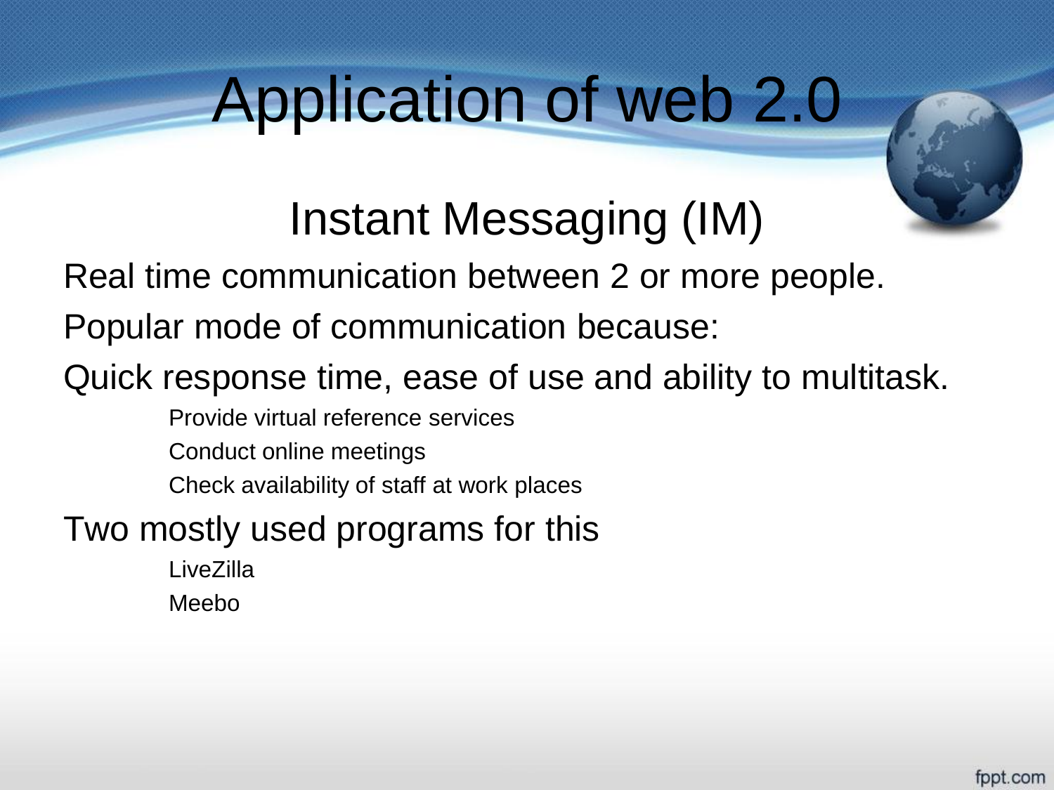# Application of web 2.0

## Instant Messaging (IM)

Real time communication between 2 or more people.

Popular mode of communication because:

Quick response time, ease of use and ability to multitask.

- Provide virtual reference services
- Conduct online meetings
- Check availability of staff at work places

Two mostly used programs for this

- LiveZilla
- Meebo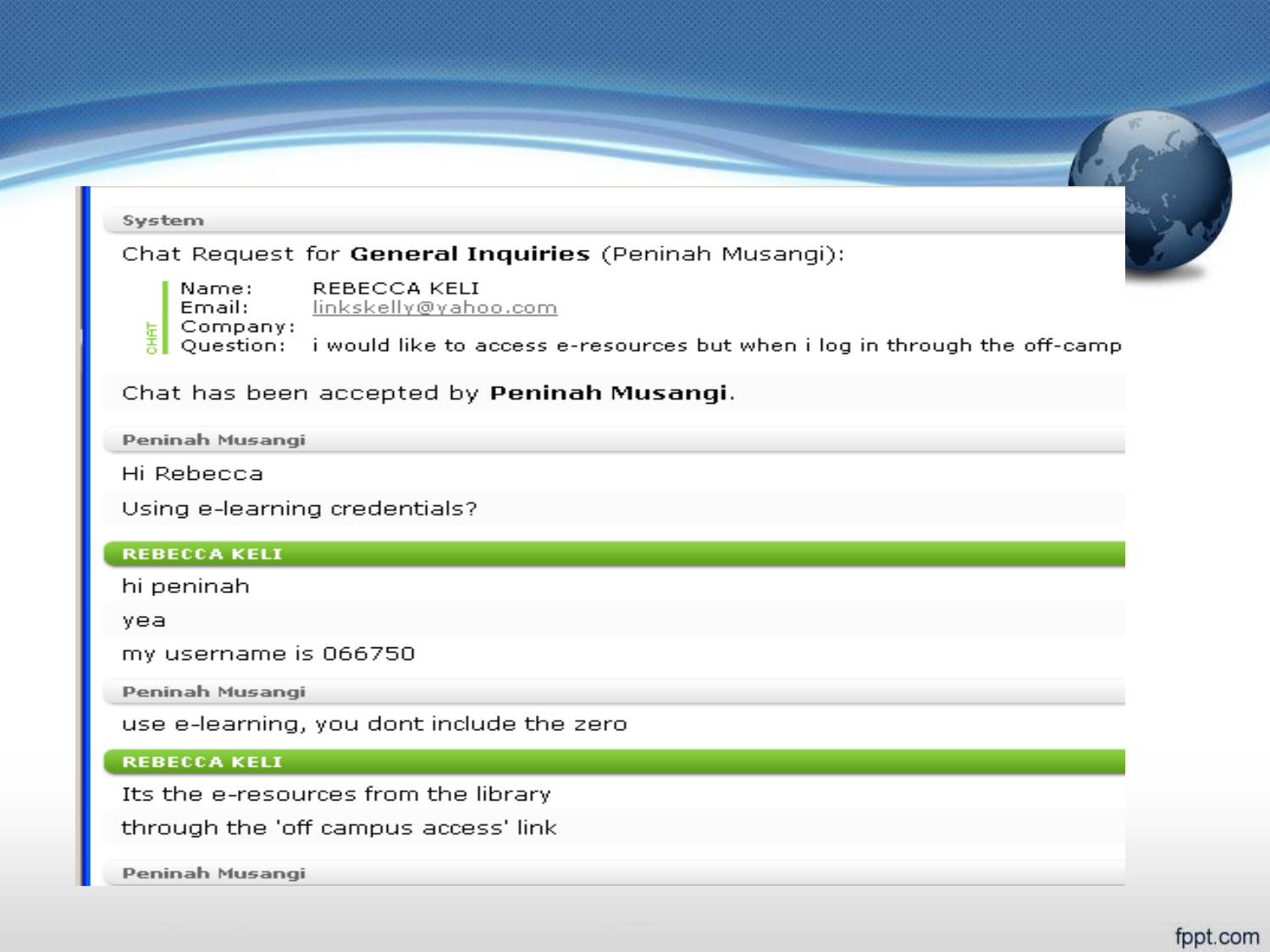**System**

Chat Request for **General Inquiries** (Peninah Musangi):

Name: REBECCA KELI
Email: linkskelly@yahoo.com
Company:
Question: i would like to access e-resources but when i log in through the off-camp

Chat has been accepted by **Peninah Musangi**.

**Peninah Musangi**

Hi Rebecca

Using e-learning credentials?

**REBECCA KELI**

hi peninah

yea

my username is 066750

**Peninah Musangi**

use e-learning, you dont include the zero

**REBECCA KELI**

Its the e-resources from the library

through the 'off campus access' link

**Peninah Musangi**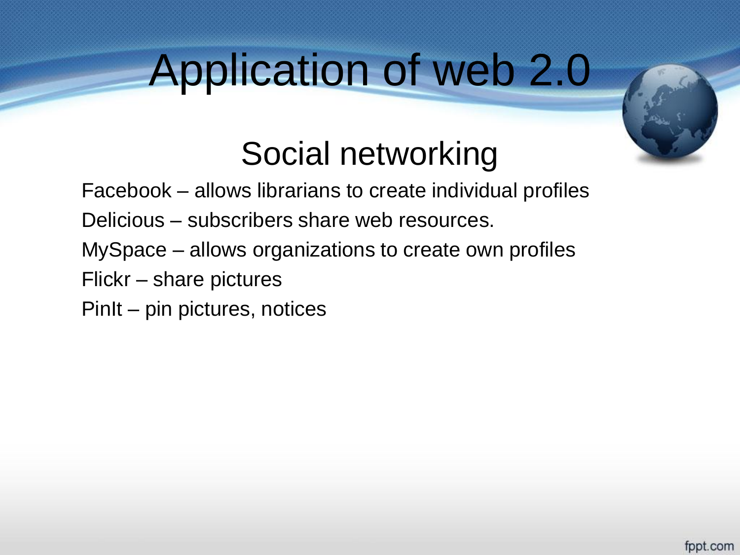# Application of web 2.0

## Social networking

Facebook – allows librarians to create individual profiles

Delicious – subscribers share web resources.

MySpace – allows organizations to create own profiles

Flickr – share pictures

PinIt – pin pictures, notices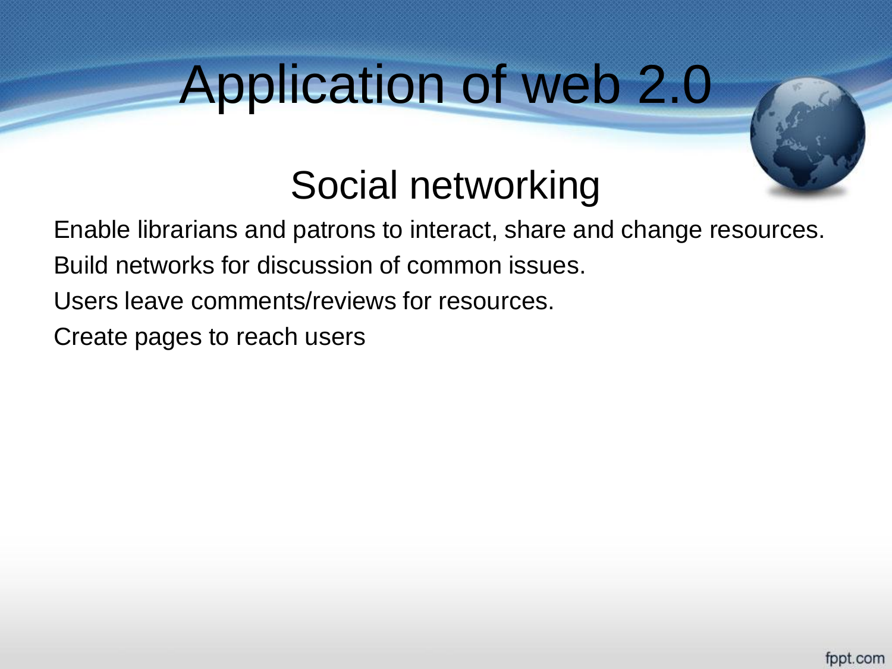# Application of web 2.0

## Social networking

Enable librarians and patrons to interact, share and change resources.

Build networks for discussion of common issues.

Users leave comments/reviews for resources.

Create pages to reach users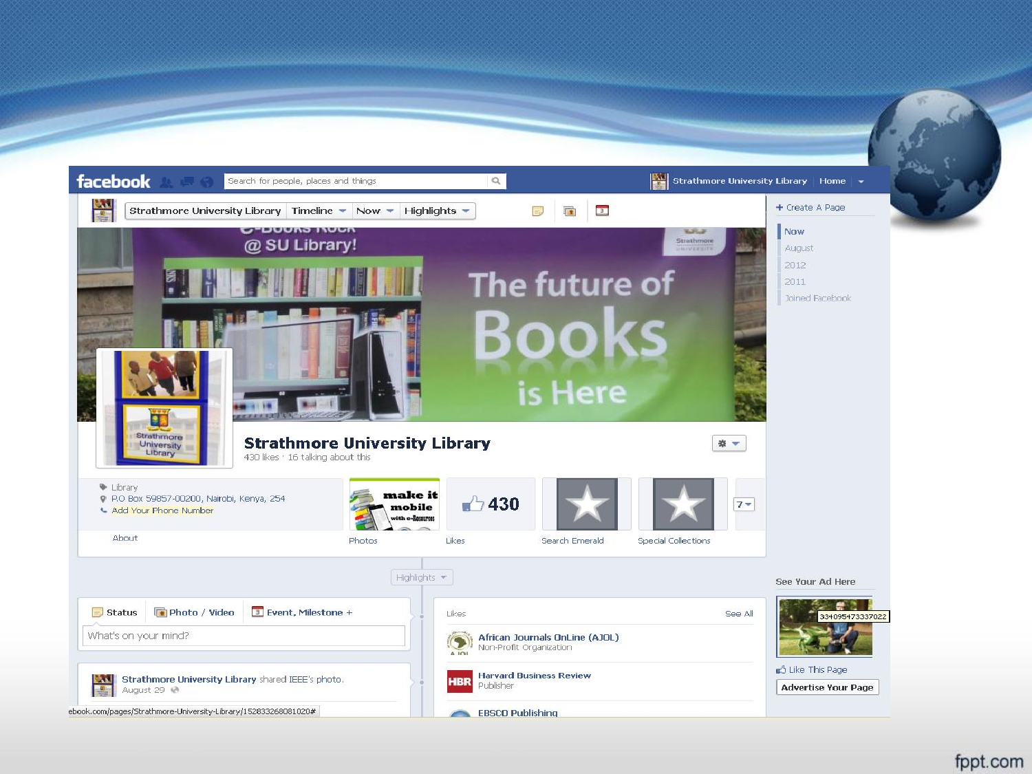facebook

Search for people, places and things

Strathmore University Library | Home

Strathmore University Library | Timeline | Now | Highlights

+ Create A Page

Now
August
2012
2011
Joined Facebook

e-Books Rock @ SU Library!

The future of Books is Here

# Strathmore University Library

430 likes · 16 talking about this

- Library
- P.O Box 59857-00200, Nairobi, Kenya, 254
- Add Your Phone Number

About

make it mobile with e-Resources

Photos

430

Likes

Search Emerald

Special Collections

7

Highlights

Status | Photo / Video | Event, Milestone +

What's on your mind?

Strathmore University Library shared IEEE's photo.
August 29

Likes | See All

African Journals OnLine (AJOL)
Non-Profit Organization

Harvard Business Review
Publisher

EBSCO Publishing

See Your Ad Here

334095473337022

Like This Page

Advertise Your Page

ebook.com/pages/Strathmore-University-Library/152833268081020#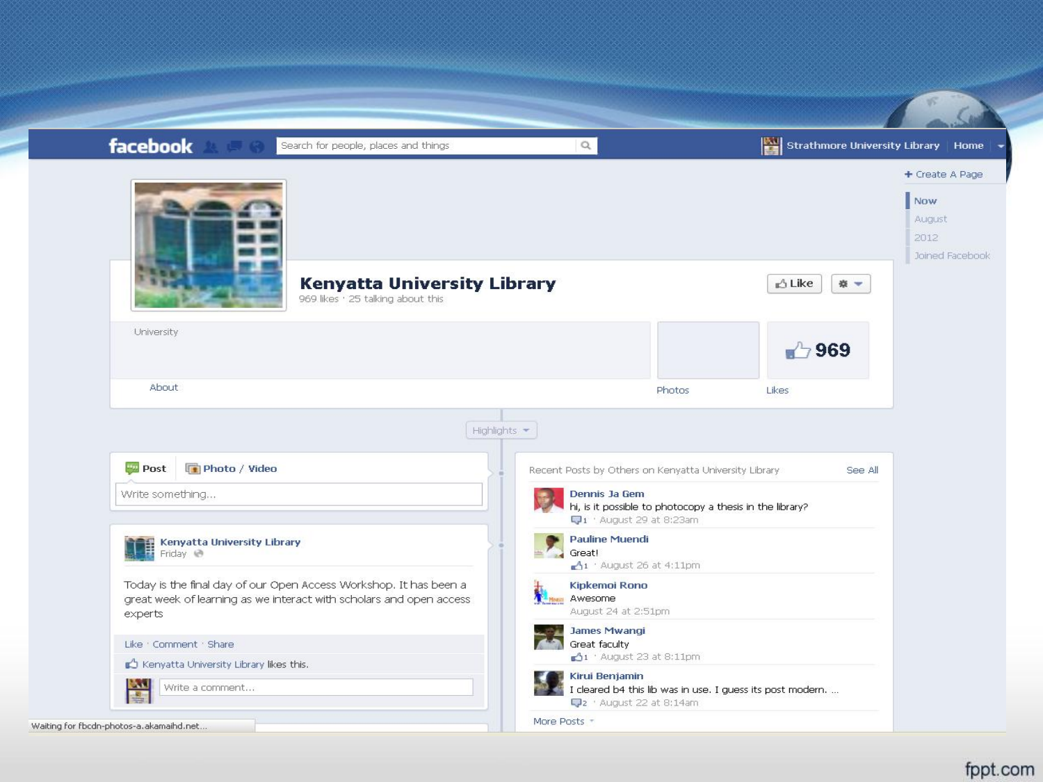facebook

Search for people, places and things

Strathmore University Library | Home

+ Create A Page

Now
August
2012
Joined Facebook

# Kenyatta University Library

969 likes · 25 talking about this

Like

University

About

Photos

969

Likes

Highlights

Post | Photo / Video

Write something...

**Kenyatta University Library**
Friday

Today is the final day of our Open Access Workshop. It has been a great week of learning as we interact with scholars and open access experts

Like · Comment · Share

Kenyatta University Library likes this.

Write a comment...

Recent Posts by Others on Kenyatta University Library — See All

**Dennis Ja Gem**
hi, is it possible to photocopy a thesis in the library?
1 · August 29 at 8:23am

**Pauline Muendi**
Great!
1 · August 26 at 4:11pm

**Kipkemoi Rono**
Awesome
August 24 at 2:51pm

**James Mwangi**
Great faculty
1 · August 23 at 8:11pm

**Kirui Benjamin**
I cleared b4 this lib was in use. I guess its post modern. ...
2 · August 22 at 8:14am

More Posts

Waiting for fbcdn-photos-a.akamaihd.net...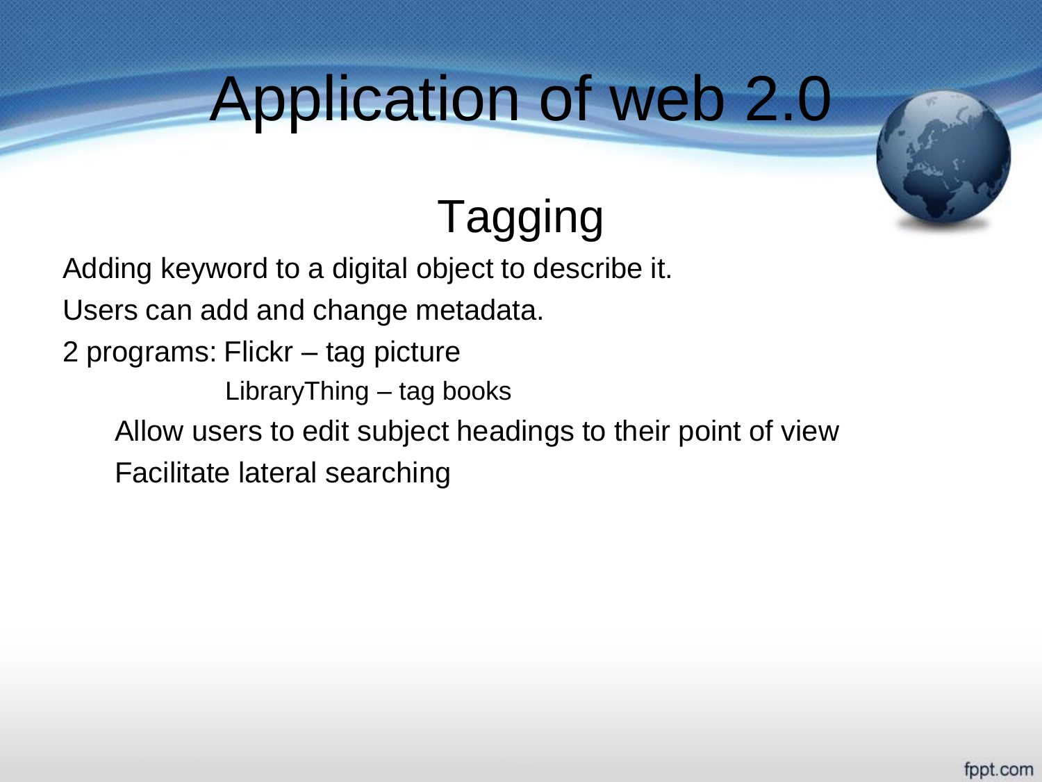# Application of web 2.0

## Tagging

Adding keyword to a digital object to describe it.

Users can add and change metadata.

2 programs: Flickr – tag picture

LibraryThing – tag books

- Allow users to edit subject headings to their point of view
- Facilitate lateral searching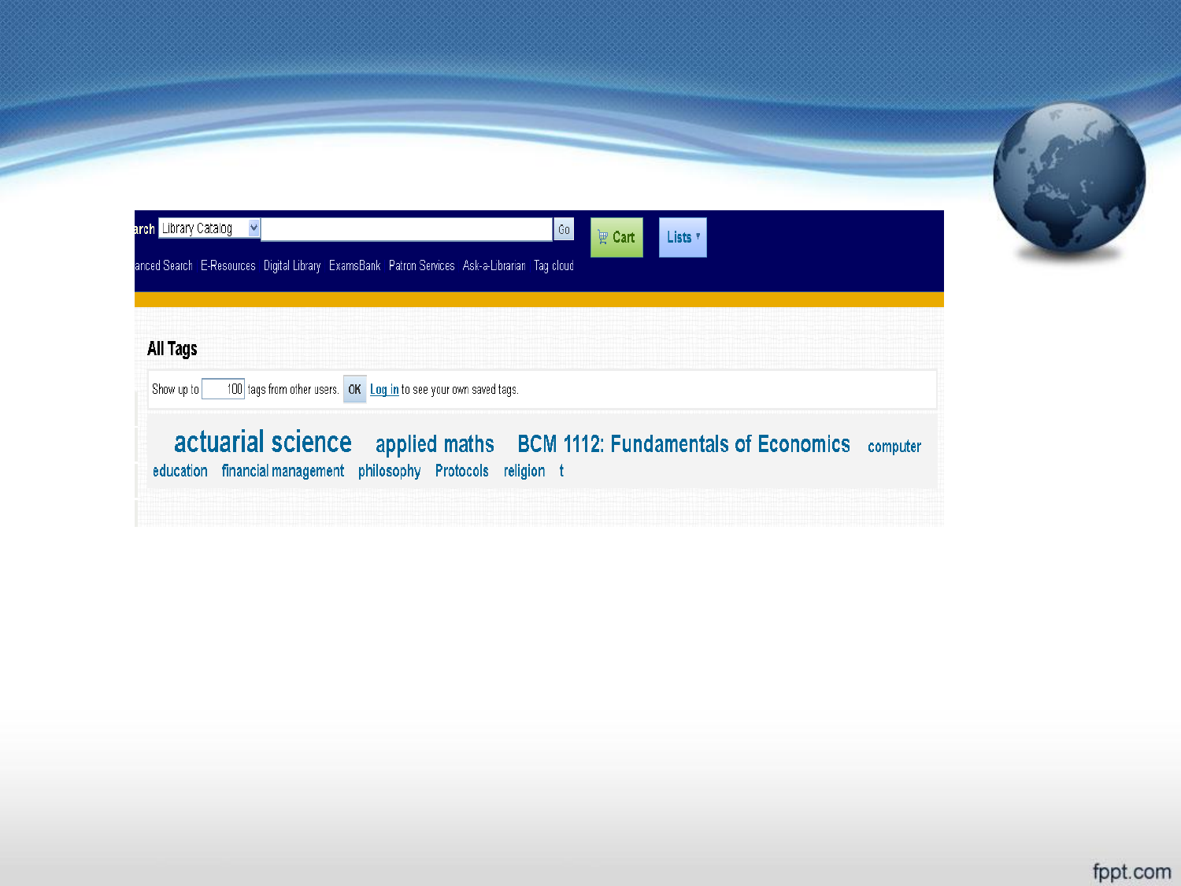arch Library Catalog Go

Cart Lists

anced Search E-Resources Digital Library ExamsBank Patron Services Ask-a-Librarian Tag cloud

## All Tags

Show up to 100 tags from other users. OK Log in to see your own saved tags.

actuarial science applied maths BCM 1112: Fundamentals of Economics computer education financial management philosophy Protocols religion t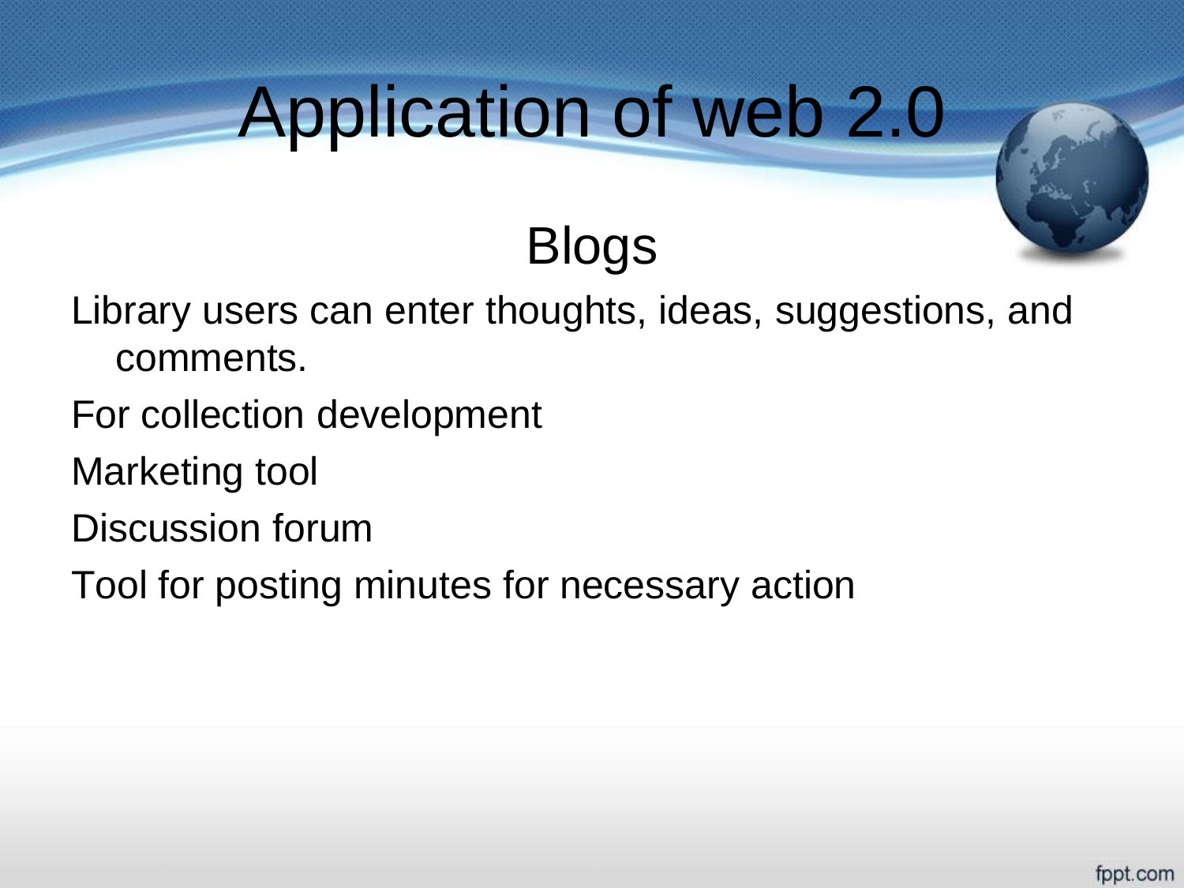# Application of web 2.0

## Blogs

- Library users can enter thoughts, ideas, suggestions, and comments.
- For collection development
- Marketing tool
- Discussion forum
- Tool for posting minutes for necessary action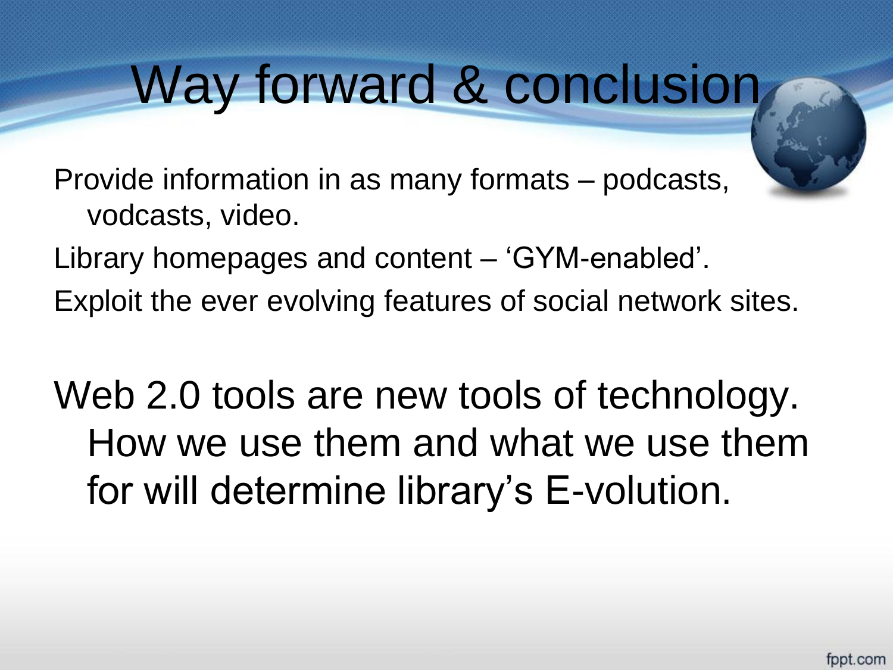# Way forward & conclusion

Provide information in as many formats – podcasts, vodcasts, video.

Library homepages and content – 'GYM-enabled'.

Exploit the ever evolving features of social network sites.

Web 2.0 tools are new tools of technology. How we use them and what we use them for will determine library's E-volution.